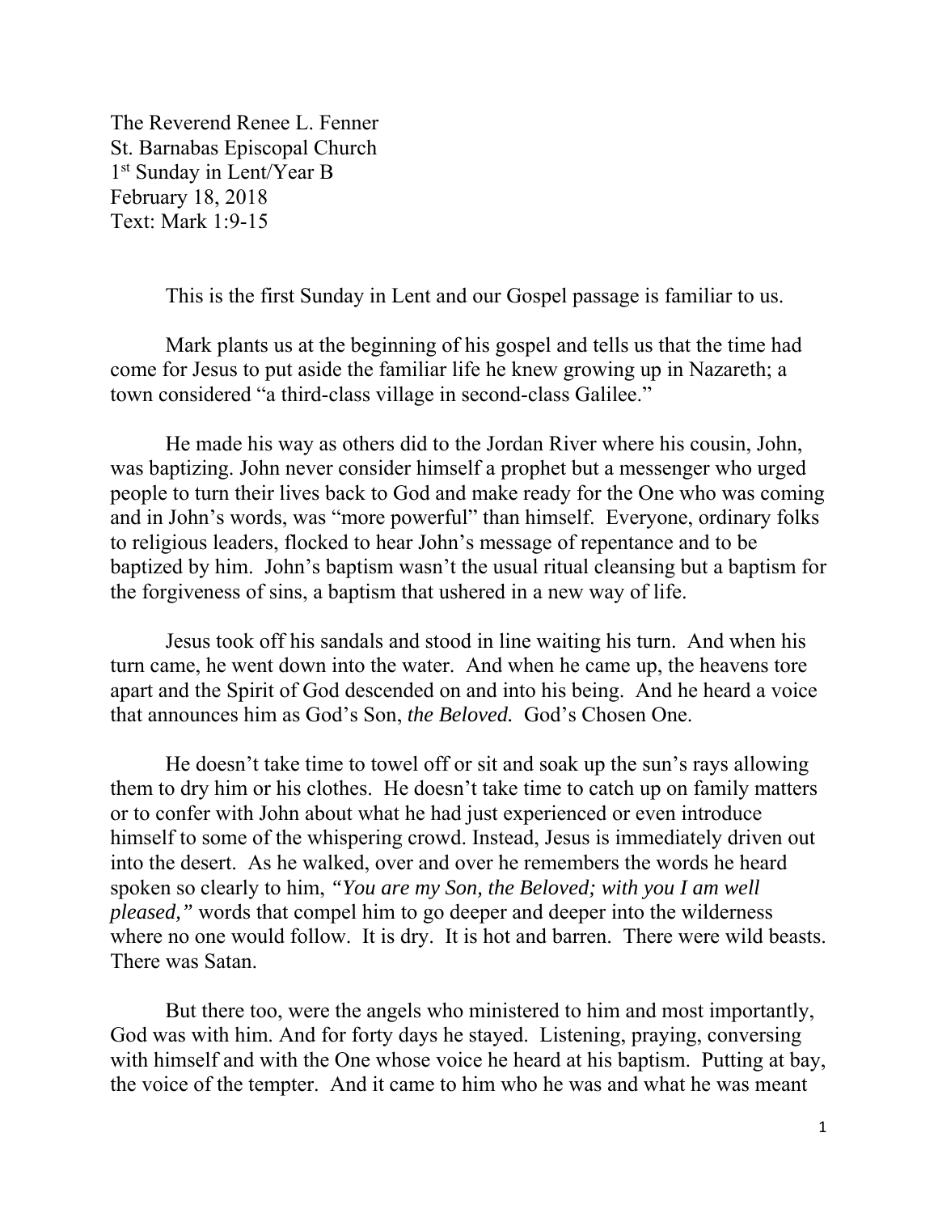The Reverend Renee L. Fenner
St. Barnabas Episcopal Church
1st Sunday in Lent/Year B
February 18, 2018
Text: Mark 1:9-15

This is the first Sunday in Lent and our Gospel passage is familiar to us.

Mark plants us at the beginning of his gospel and tells us that the time had come for Jesus to put aside the familiar life he knew growing up in Nazareth; a town considered "a third-class village in second-class Galilee."

He made his way as others did to the Jordan River where his cousin, John, was baptizing. John never consider himself a prophet but a messenger who urged people to turn their lives back to God and make ready for the One who was coming and in John's words, was "more powerful" than himself. Everyone, ordinary folks to religious leaders, flocked to hear John's message of repentance and to be baptized by him. John's baptism wasn't the usual ritual cleansing but a baptism for the forgiveness of sins, a baptism that ushered in a new way of life.

Jesus took off his sandals and stood in line waiting his turn. And when his turn came, he went down into the water. And when he came up, the heavens tore apart and the Spirit of God descended on and into his being. And he heard a voice that announces him as God's Son, *the Beloved.* God's Chosen One.

He doesn't take time to towel off or sit and soak up the sun's rays allowing them to dry him or his clothes. He doesn't take time to catch up on family matters or to confer with John about what he had just experienced or even introduce himself to some of the whispering crowd. Instead, Jesus is immediately driven out into the desert. As he walked, over and over he remembers the words he heard spoken so clearly to him, *"You are my Son, the Beloved; with you I am well pleased,"* words that compel him to go deeper and deeper into the wilderness where no one would follow. It is dry. It is hot and barren. There were wild beasts. There was Satan.

But there too, were the angels who ministered to him and most importantly, God was with him. And for forty days he stayed. Listening, praying, conversing with himself and with the One whose voice he heard at his baptism. Putting at bay, the voice of the tempter. And it came to him who he was and what he was meant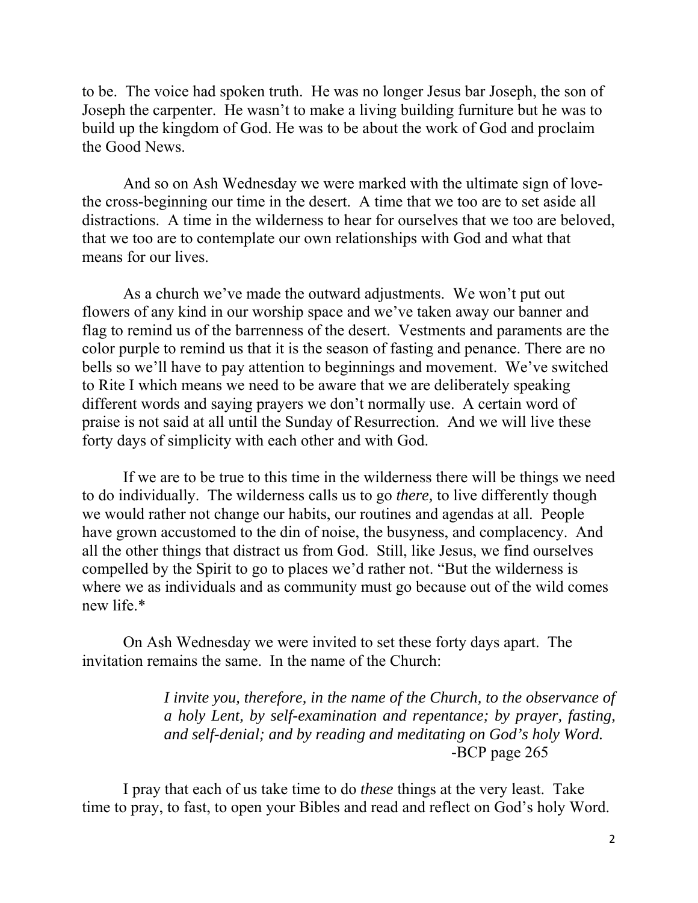to be. The voice had spoken truth. He was no longer Jesus bar Joseph, the son of Joseph the carpenter. He wasn't to make a living building furniture but he was to build up the kingdom of God. He was to be about the work of God and proclaim the Good News.

And so on Ash Wednesday we were marked with the ultimate sign of love-the cross-beginning our time in the desert. A time that we too are to set aside all distractions. A time in the wilderness to hear for ourselves that we too are beloved, that we too are to contemplate our own relationships with God and what that means for our lives.

As a church we've made the outward adjustments. We won't put out flowers of any kind in our worship space and we've taken away our banner and flag to remind us of the barrenness of the desert. Vestments and paraments are the color purple to remind us that it is the season of fasting and penance. There are no bells so we'll have to pay attention to beginnings and movement. We've switched to Rite I which means we need to be aware that we are deliberately speaking different words and saying prayers we don't normally use. A certain word of praise is not said at all until the Sunday of Resurrection. And we will live these forty days of simplicity with each other and with God.

If we are to be true to this time in the wilderness there will be things we need to do individually. The wilderness calls us to go *there,* to live differently though we would rather not change our habits, our routines and agendas at all. People have grown accustomed to the din of noise, the busyness, and complacency. And all the other things that distract us from God. Still, like Jesus, we find ourselves compelled by the Spirit to go to places we'd rather not. "But the wilderness is where we as individuals and as community must go because out of the wild comes new life.*

On Ash Wednesday we were invited to set these forty days apart. The invitation remains the same. In the name of the Church:

> *I invite you, therefore, in the name of the Church, to the observance of a holy Lent, by self-examination and repentance; by prayer, fasting, and self-denial; and by reading and meditating on God's holy Word.*
>
> -BCP page 265

I pray that each of us take time to do *these* things at the very least. Take time to pray, to fast, to open your Bibles and read and reflect on God's holy Word.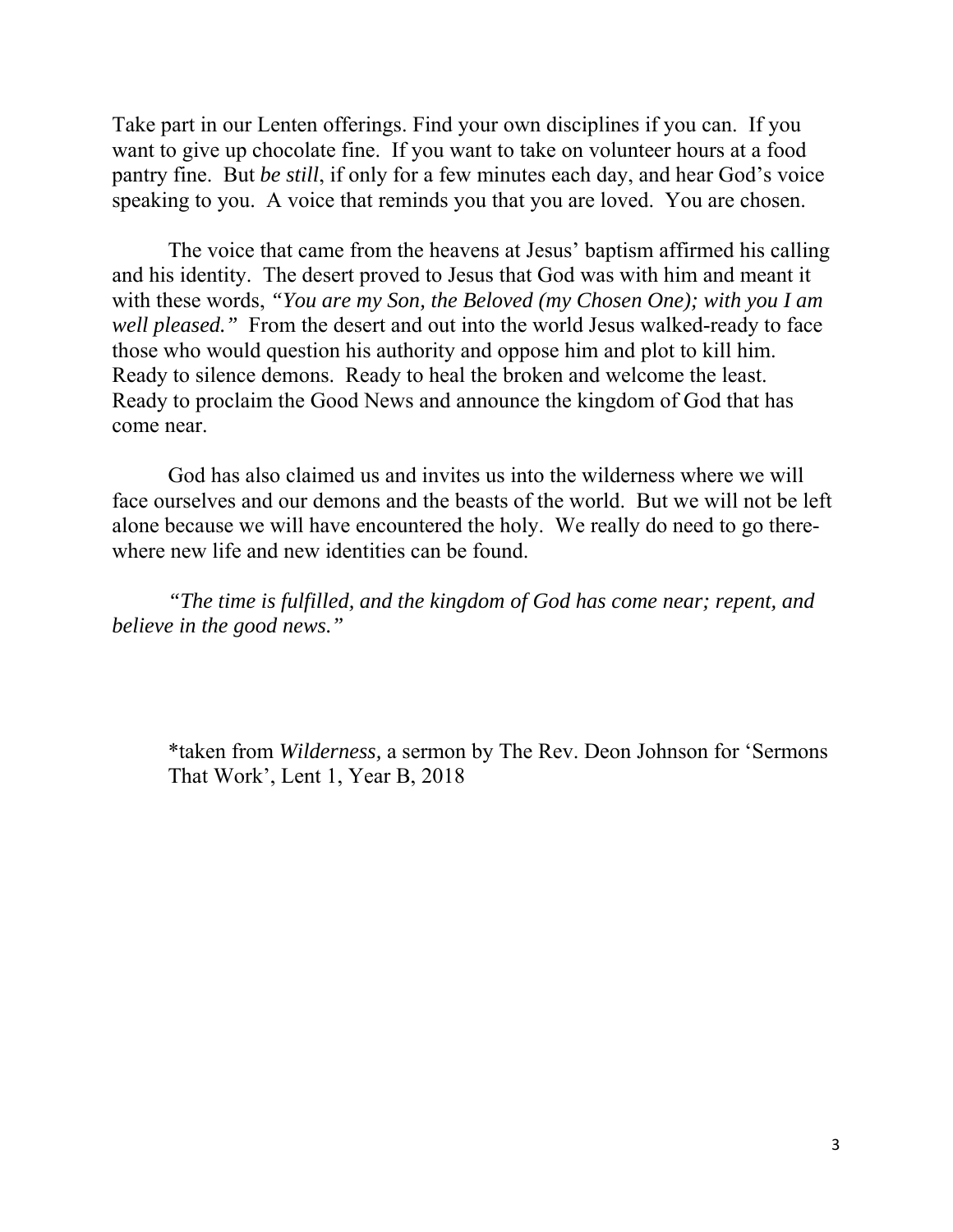Take part in our Lenten offerings. Find your own disciplines if you can. If you want to give up chocolate fine. If you want to take on volunteer hours at a food pantry fine. But *be still*, if only for a few minutes each day, and hear God's voice speaking to you. A voice that reminds you that you are loved. You are chosen.

The voice that came from the heavens at Jesus' baptism affirmed his calling and his identity. The desert proved to Jesus that God was with him and meant it with these words, *"You are my Son, the Beloved (my Chosen One); with you I am well pleased."* From the desert and out into the world Jesus walked-ready to face those who would question his authority and oppose him and plot to kill him. Ready to silence demons. Ready to heal the broken and welcome the least. Ready to proclaim the Good News and announce the kingdom of God that has come near.

God has also claimed us and invites us into the wilderness where we will face ourselves and our demons and the beasts of the world. But we will not be left alone because we will have encountered the holy. We really do need to go there-where new life and new identities can be found.

*"The time is fulfilled, and the kingdom of God has come near; repent, and believe in the good news."*

*taken from *Wilderness,* a sermon by The Rev. Deon Johnson for 'Sermons That Work', Lent 1, Year B, 2018